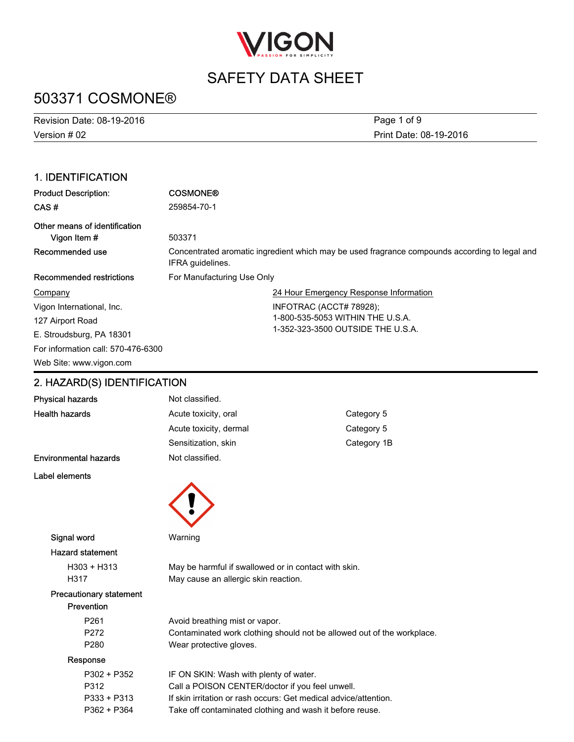# SAFETY DATA SHEET

# 503371 COSMONE®

Revision Date: 08-19-2016
Version # 02
Print Date: 08-19-2016

## 1. IDENTIFICATION

**Product Description:** **COSMONE®**

**CAS #** 259854-70-1

**Other means of identification**

**Vigon Item #** 503371

**Recommended use** Concentrated aromatic ingredient which may be used fragrance compounds according to legal and IFRA guidelines.

**Recommended restrictions** For Manufacturing Use Only

Company
Vigon International, Inc.
127 Airport Road
E. Stroudsburg, PA 18301
For information call: 570-476-6300
Web Site: www.vigon.com

24 Hour Emergency Response Information
INFOTRAC (ACCT# 78928);
1-800-535-5053 WITHIN THE U.S.A.
1-352-323-3500 OUTSIDE THE U.S.A.

## 2. HAZARD(S) IDENTIFICATION

| | | |
|---|---|---|
| **Physical hazards** | Not classified. | |
| **Health hazards** | Acute toxicity, oral | Category 5 |
| | Acute toxicity, dermal | Category 5 |
| | Sensitization, skin | Category 1B |
| **Environmental hazards** | Not classified. | |

**Label elements**

**Signal word** Warning

**Hazard statement**

| | |
|---|---|
| H303 + H313 | May be harmful if swallowed or in contact with skin. |
| H317 | May cause an allergic skin reaction. |

**Precautionary statement**

**Prevention**

| | |
|---|---|
| P261 | Avoid breathing mist or vapor. |
| P272 | Contaminated work clothing should not be allowed out of the workplace. |
| P280 | Wear protective gloves. |

**Response**

| | |
|---|---|
| P302 + P352 | IF ON SKIN: Wash with plenty of water. |
| P312 | Call a POISON CENTER/doctor if you feel unwell. |
| P333 + P313 | If skin irritation or rash occurs: Get medical advice/attention. |
| P362 + P364 | Take off contaminated clothing and wash it before reuse. |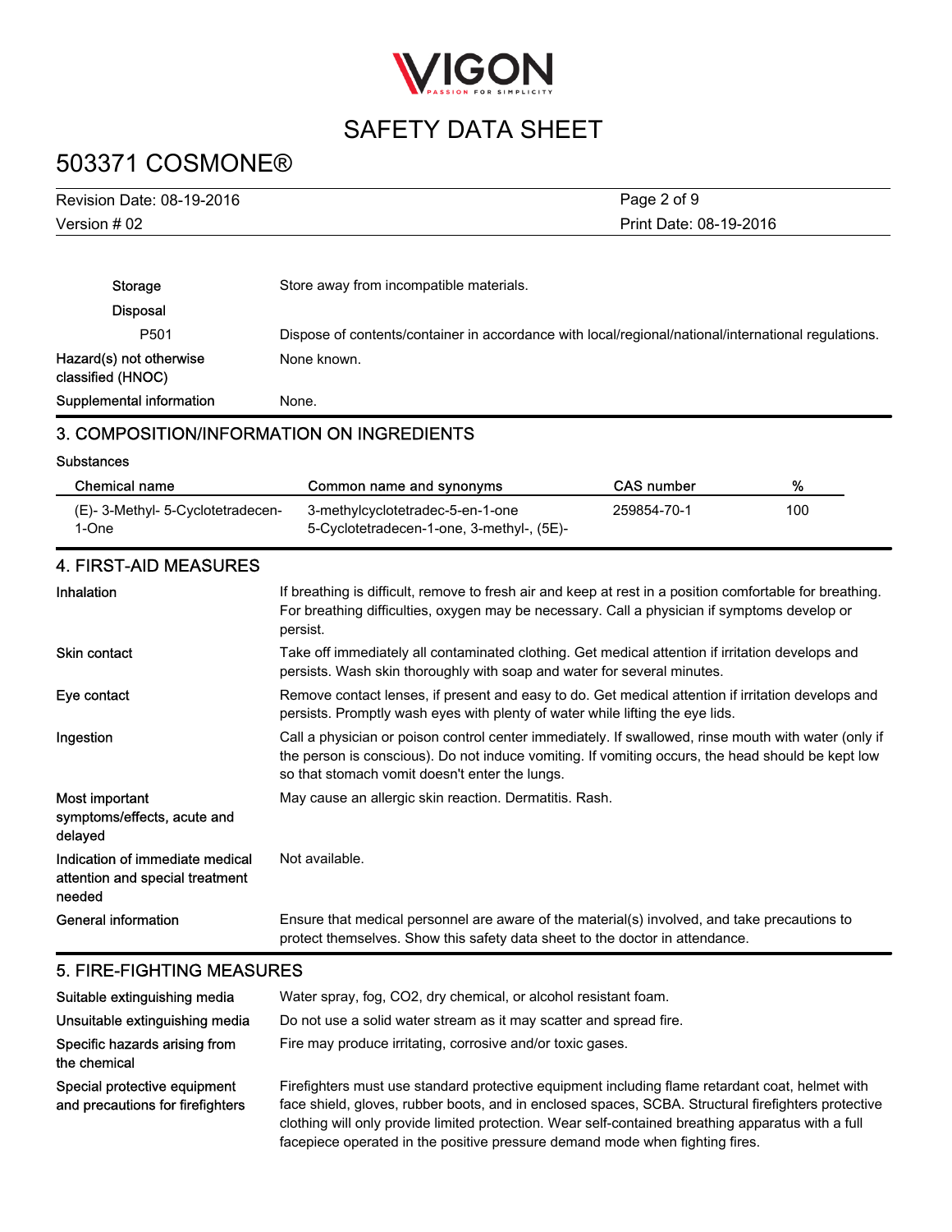**Storage** Store away from incompatible materials.

**Disposal**

P501 Dispose of contents/container in accordance with local/regional/national/international regulations.

**Hazard(s) not otherwise classified (HNOC)** None known.

**Supplemental information** None.

## 3. COMPOSITION/INFORMATION ON INGREDIENTS

**Substances**

| Chemical name | Common name and synonyms | CAS number | % |
|---|---|---|---|
| (E)- 3-Methyl- 5-Cyclotetradecen-1-One | 3-methylcyclotetradec-5-en-1-one<br>5-Cyclotetradecen-1-one, 3-methyl-, (5E)- | 259854-70-1 | 100 |

## 4. FIRST-AID MEASURES

**Inhalation** If breathing is difficult, remove to fresh air and keep at rest in a position comfortable for breathing. For breathing difficulties, oxygen may be necessary. Call a physician if symptoms develop or persist.

**Skin contact** Take off immediately all contaminated clothing. Get medical attention if irritation develops and persists. Wash skin thoroughly with soap and water for several minutes.

**Eye contact** Remove contact lenses, if present and easy to do. Get medical attention if irritation develops and persists. Promptly wash eyes with plenty of water while lifting the eye lids.

**Ingestion** Call a physician or poison control center immediately. If swallowed, rinse mouth with water (only if the person is conscious). Do not induce vomiting. If vomiting occurs, the head should be kept low so that stomach vomit doesn't enter the lungs.

**Most important symptoms/effects, acute and delayed** May cause an allergic skin reaction. Dermatitis. Rash.

**Indication of immediate medical attention and special treatment needed** Not available.

**General information** Ensure that medical personnel are aware of the material(s) involved, and take precautions to protect themselves. Show this safety data sheet to the doctor in attendance.

## 5. FIRE-FIGHTING MEASURES

**Suitable extinguishing media** Water spray, fog, CO2, dry chemical, or alcohol resistant foam.

**Unsuitable extinguishing media** Do not use a solid water stream as it may scatter and spread fire.

**Specific hazards arising from the chemical** Fire may produce irritating, corrosive and/or toxic gases.

**Special protective equipment and precautions for firefighters** Firefighters must use standard protective equipment including flame retardant coat, helmet with face shield, gloves, rubber boots, and in enclosed spaces, SCBA. Structural firefighters protective clothing will only provide limited protection. Wear self-contained breathing apparatus with a full facepiece operated in the positive pressure demand mode when fighting fires.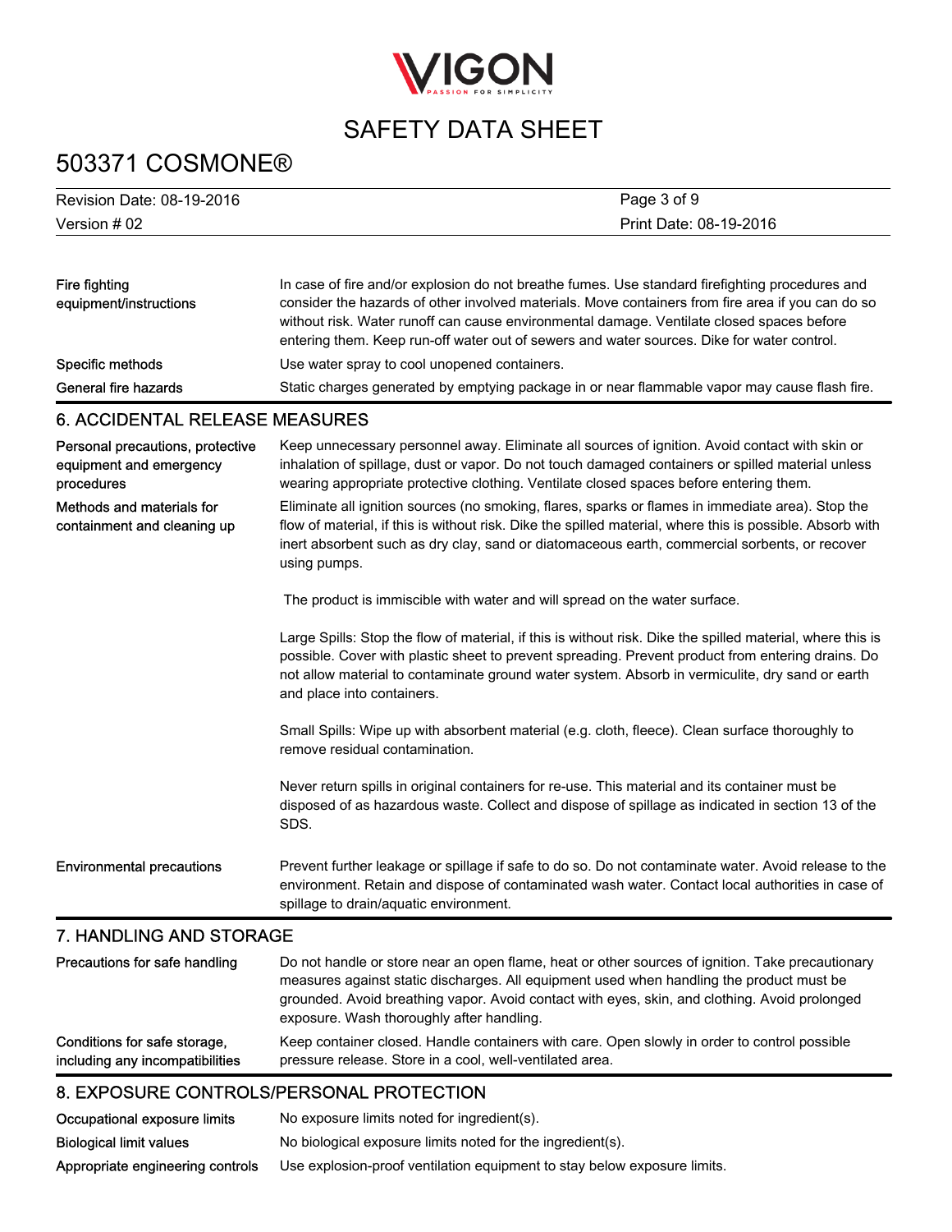**Fire fighting equipment/instructions**

In case of fire and/or explosion do not breathe fumes. Use standard firefighting procedures and consider the hazards of other involved materials. Move containers from fire area if you can do so without risk. Water runoff can cause environmental damage. Ventilate closed spaces before entering them. Keep run-off water out of sewers and water sources. Dike for water control.

**Specific methods**

Use water spray to cool unopened containers.

**General fire hazards**

Static charges generated by emptying package in or near flammable vapor may cause flash fire.

## 6. ACCIDENTAL RELEASE MEASURES

**Personal precautions, protective equipment and emergency procedures**

Keep unnecessary personnel away. Eliminate all sources of ignition. Avoid contact with skin or inhalation of spillage, dust or vapor. Do not touch damaged containers or spilled material unless wearing appropriate protective clothing. Ventilate closed spaces before entering them.

**Methods and materials for containment and cleaning up**

Eliminate all ignition sources (no smoking, flares, sparks or flames in immediate area). Stop the flow of material, if this is without risk. Dike the spilled material, where this is possible. Absorb with inert absorbent such as dry clay, sand or diatomaceous earth, commercial sorbents, or recover using pumps.

The product is immiscible with water and will spread on the water surface.

Large Spills: Stop the flow of material, if this is without risk. Dike the spilled material, where this is possible. Cover with plastic sheet to prevent spreading. Prevent product from entering drains. Do not allow material to contaminate ground water system. Absorb in vermiculite, dry sand or earth and place into containers.

Small Spills: Wipe up with absorbent material (e.g. cloth, fleece). Clean surface thoroughly to remove residual contamination.

Never return spills in original containers for re-use. This material and its container must be disposed of as hazardous waste. Collect and dispose of spillage as indicated in section 13 of the SDS.

**Environmental precautions**

Prevent further leakage or spillage if safe to do so. Do not contaminate water. Avoid release to the environment. Retain and dispose of contaminated wash water. Contact local authorities in case of spillage to drain/aquatic environment.

## 7. HANDLING AND STORAGE

**Precautions for safe handling**

Do not handle or store near an open flame, heat or other sources of ignition. Take precautionary measures against static discharges. All equipment used when handling the product must be grounded. Avoid breathing vapor. Avoid contact with eyes, skin, and clothing. Avoid prolonged exposure. Wash thoroughly after handling.

**Conditions for safe storage, including any incompatibilities**

Keep container closed. Handle containers with care. Open slowly in order to control possible pressure release. Store in a cool, well-ventilated area.

## 8. EXPOSURE CONTROLS/PERSONAL PROTECTION

**Occupational exposure limits**

No exposure limits noted for ingredient(s).

**Biological limit values**

No biological exposure limits noted for the ingredient(s).

**Appropriate engineering controls**

Use explosion-proof ventilation equipment to stay below exposure limits.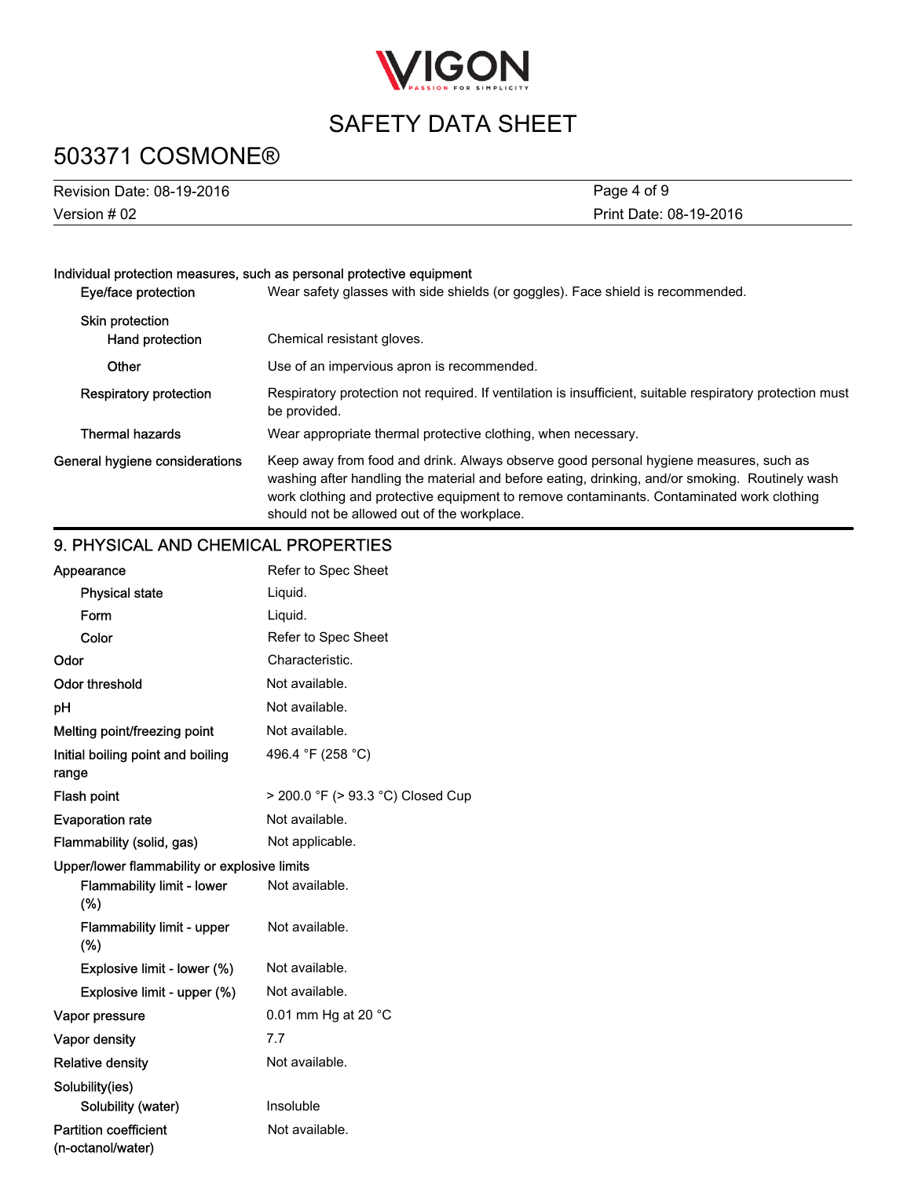**Individual protection measures, such as personal protective equipment**

| | |
|---|---|
| Eye/face protection | Wear safety glasses with side shields (or goggles). Face shield is recommended. |
| Skin protection | |
| Hand protection | Chemical resistant gloves. |
| Other | Use of an impervious apron is recommended. |
| Respiratory protection | Respiratory protection not required. If ventilation is insufficient, suitable respiratory protection must be provided. |
| Thermal hazards | Wear appropriate thermal protective clothing, when necessary. |
| General hygiene considerations | Keep away from food and drink. Always observe good personal hygiene measures, such as washing after handling the material and before eating, drinking, and/or smoking. Routinely wash work clothing and protective equipment to remove contaminants. Contaminated work clothing should not be allowed out of the workplace. |

## 9. PHYSICAL AND CHEMICAL PROPERTIES

| | |
|---|---|
| Appearance | Refer to Spec Sheet |
| Physical state | Liquid. |
| Form | Liquid. |
| Color | Refer to Spec Sheet |
| Odor | Characteristic. |
| Odor threshold | Not available. |
| pH | Not available. |
| Melting point/freezing point | Not available. |
| Initial boiling point and boiling range | 496.4 °F (258 °C) |
| Flash point | > 200.0 °F (> 93.3 °C) Closed Cup |
| Evaporation rate | Not available. |
| Flammability (solid, gas) | Not applicable. |
| Upper/lower flammability or explosive limits | |
| Flammability limit - lower (%) | Not available. |
| Flammability limit - upper (%) | Not available. |
| Explosive limit - lower (%) | Not available. |
| Explosive limit - upper (%) | Not available. |
| Vapor pressure | 0.01 mm Hg at 20 °C |
| Vapor density | 7.7 |
| Relative density | Not available. |
| Solubility(ies) | |
| Solubility (water) | Insoluble |
| Partition coefficient (n-octanol/water) | Not available. |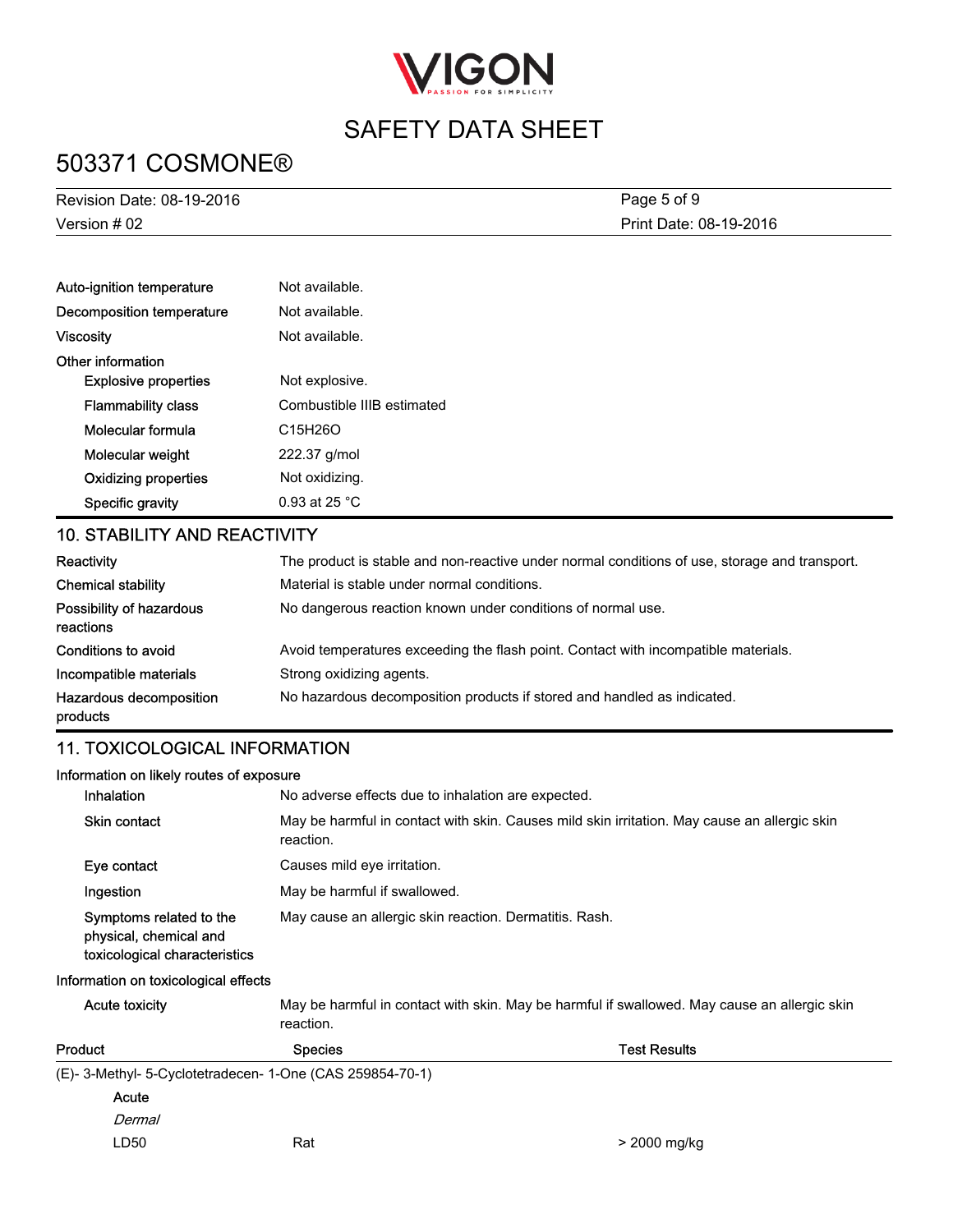| | |
|---|---|
| Auto-ignition temperature | Not available. |
| Decomposition temperature | Not available. |
| Viscosity | Not available. |
| **Other information** | |
| Explosive properties | Not explosive. |
| Flammability class | Combustible IIIB estimated |
| Molecular formula | $C_{15}H_{26}O$ |
| Molecular weight | 222.37 g/mol |
| Oxidizing properties | Not oxidizing. |
| Specific gravity | 0.93 at 25 °C |

## 10. STABILITY AND REACTIVITY

| | |
|---|---|
| Reactivity | The product is stable and non-reactive under normal conditions of use, storage and transport. |
| Chemical stability | Material is stable under normal conditions. |
| Possibility of hazardous reactions | No dangerous reaction known under conditions of normal use. |
| Conditions to avoid | Avoid temperatures exceeding the flash point. Contact with incompatible materials. |
| Incompatible materials | Strong oxidizing agents. |
| Hazardous decomposition products | No hazardous decomposition products if stored and handled as indicated. |

## 11. TOXICOLOGICAL INFORMATION

**Information on likely routes of exposure**

| | |
|---|---|
| Inhalation | No adverse effects due to inhalation are expected. |
| Skin contact | May be harmful in contact with skin. Causes mild skin irritation. May cause an allergic skin reaction. |
| Eye contact | Causes mild eye irritation. |
| Ingestion | May be harmful if swallowed. |
| Symptoms related to the physical, chemical and toxicological characteristics | May cause an allergic skin reaction. Dermatitis. Rash. |

**Information on toxicological effects**

| | |
|---|---|
| Acute toxicity | May be harmful in contact with skin. May be harmful if swallowed. May cause an allergic skin reaction. |

| Product | Species | Test Results |
|---|---|---|
| (E)- 3-Methyl- 5-Cyclotetradecen- 1-One (CAS 259854-70-1) | | |
| Acute | | |
| *Dermal* | | |
| LD50 | Rat | > 2000 mg/kg |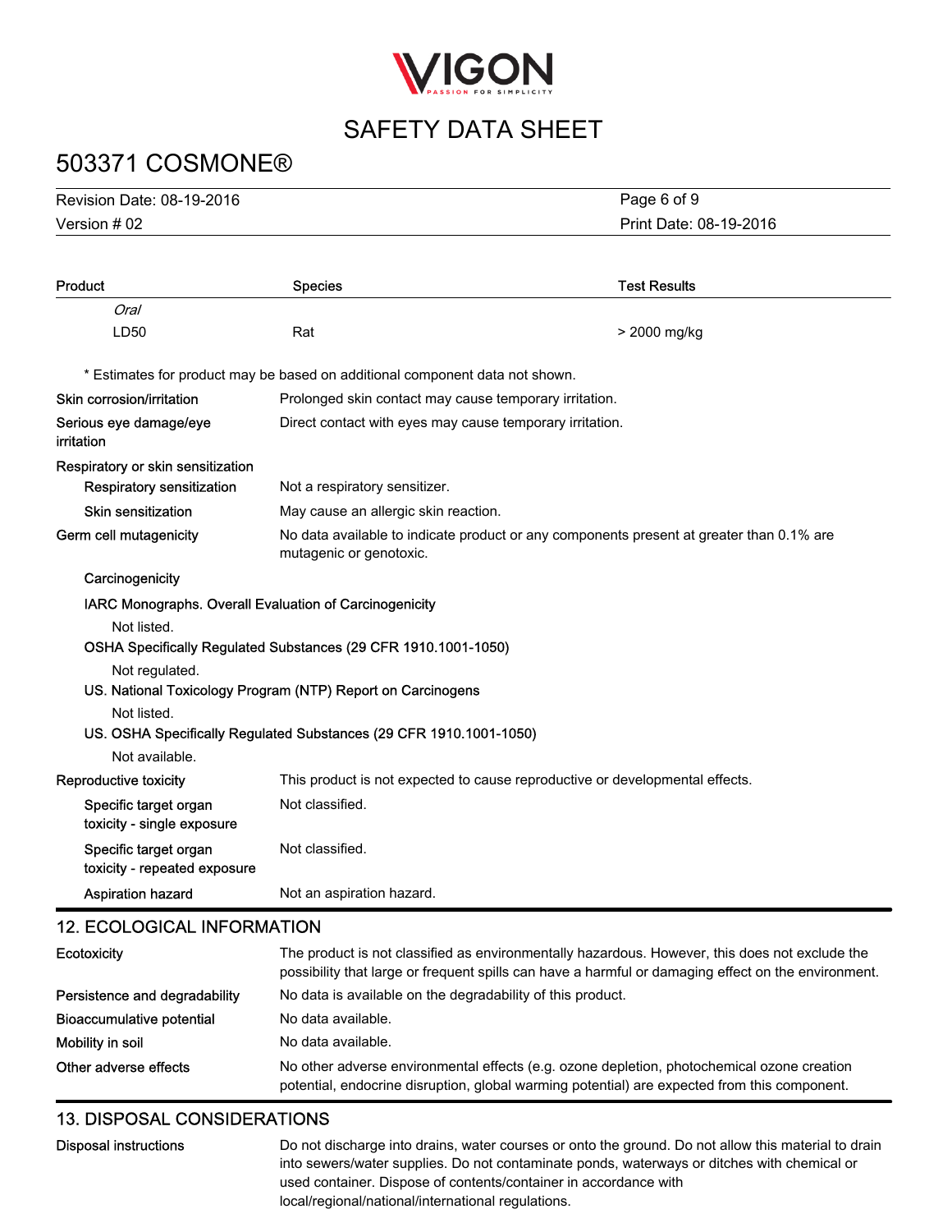| Product | Species | Test Results |
|---|---|---|
| *Oral* | | |
| LD50 | Rat | > 2000 mg/kg |

\* Estimates for product may be based on additional component data not shown.

**Skin corrosion/irritation** Prolonged skin contact may cause temporary irritation.

**Serious eye damage/eye irritation** Direct contact with eyes may cause temporary irritation.

**Respiratory or skin sensitization**

**Respiratory sensitization** Not a respiratory sensitizer.

**Skin sensitization** May cause an allergic skin reaction.

**Germ cell mutagenicity** No data available to indicate product or any components present at greater than 0.1% are mutagenic or genotoxic.

**Carcinogenicity**

**IARC Monographs. Overall Evaluation of Carcinogenicity**

Not listed.

**OSHA Specifically Regulated Substances (29 CFR 1910.1001-1050)**

Not regulated.

**US. National Toxicology Program (NTP) Report on Carcinogens**

Not listed.

**US. OSHA Specifically Regulated Substances (29 CFR 1910.1001-1050)**

Not available.

**Reproductive toxicity** This product is not expected to cause reproductive or developmental effects.

**Specific target organ toxicity - single exposure** Not classified.

**Specific target organ toxicity - repeated exposure** Not classified.

**Aspiration hazard** Not an aspiration hazard.

## 12. ECOLOGICAL INFORMATION

**Ecotoxicity** The product is not classified as environmentally hazardous. However, this does not exclude the possibility that large or frequent spills can have a harmful or damaging effect on the environment.

**Persistence and degradability** No data is available on the degradability of this product.

**Bioaccumulative potential** No data available.

**Mobility in soil** No data available.

**Other adverse effects** No other adverse environmental effects (e.g. ozone depletion, photochemical ozone creation potential, endocrine disruption, global warming potential) are expected from this component.

## 13. DISPOSAL CONSIDERATIONS

**Disposal instructions** Do not discharge into drains, water courses or onto the ground. Do not allow this material to drain into sewers/water supplies. Do not contaminate ponds, waterways or ditches with chemical or used container. Dispose of contents/container in accordance with local/regional/national/international regulations.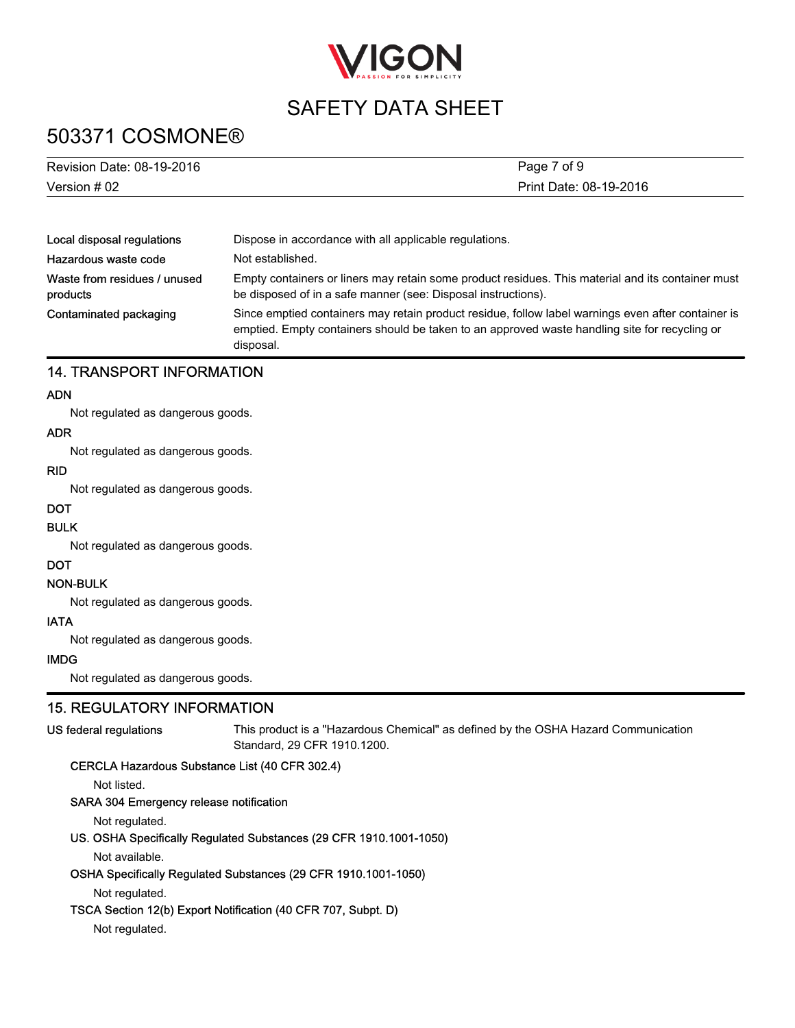| | |
|---|---|
| **Local disposal regulations** | Dispose in accordance with all applicable regulations. |
| **Hazardous waste code** | Not established. |
| **Waste from residues / unused products** | Empty containers or liners may retain some product residues. This material and its container must be disposed of in a safe manner (see: Disposal instructions). |
| **Contaminated packaging** | Since emptied containers may retain product residue, follow label warnings even after container is emptied. Empty containers should be taken to an approved waste handling site for recycling or disposal. |

## 14. TRANSPORT INFORMATION

**ADN**

Not regulated as dangerous goods.

**ADR**

Not regulated as dangerous goods.

**RID**

Not regulated as dangerous goods.

**DOT**

**BULK**

Not regulated as dangerous goods.

**DOT**

**NON-BULK**

Not regulated as dangerous goods.

**IATA**

Not regulated as dangerous goods.

**IMDG**

Not regulated as dangerous goods.

## 15. REGULATORY INFORMATION

**US federal regulations** This product is a "Hazardous Chemical" as defined by the OSHA Hazard Communication Standard, 29 CFR 1910.1200.

**CERCLA Hazardous Substance List (40 CFR 302.4)**

Not listed.

**SARA 304 Emergency release notification**

Not regulated.

**US. OSHA Specifically Regulated Substances (29 CFR 1910.1001-1050)**

Not available.

**OSHA Specifically Regulated Substances (29 CFR 1910.1001-1050)**

Not regulated.

**TSCA Section 12(b) Export Notification (40 CFR 707, Subpt. D)**

Not regulated.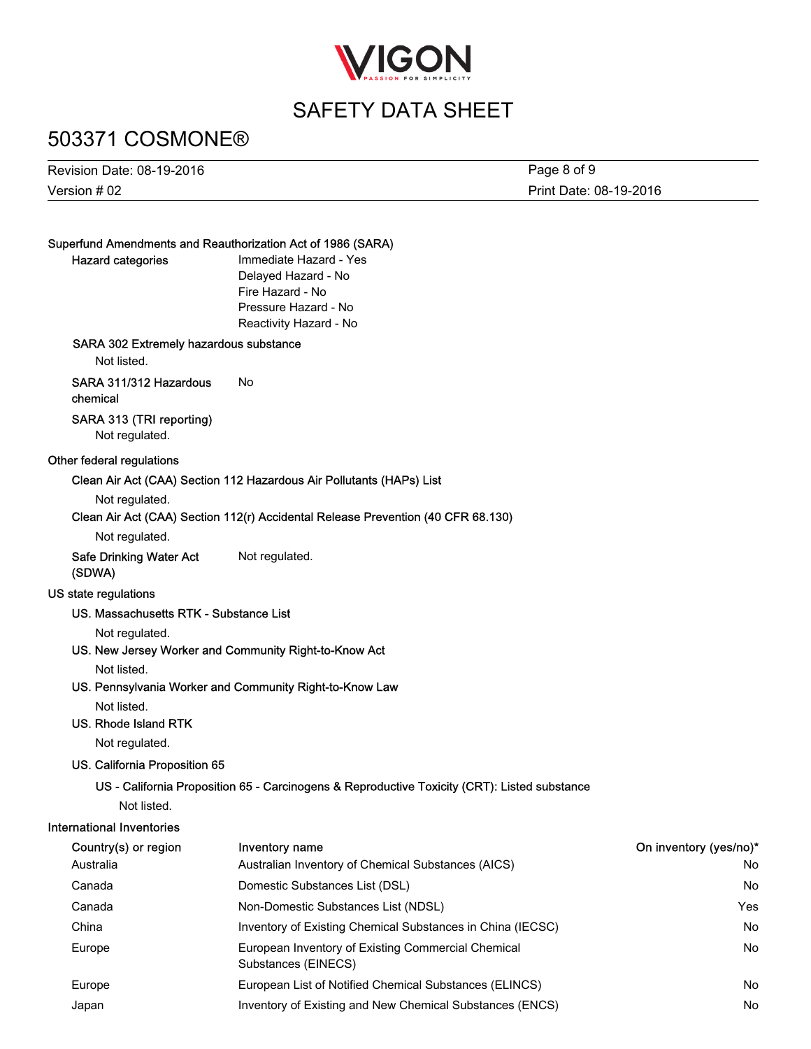### Superfund Amendments and Reauthorization Act of 1986 (SARA)

**Hazard categories**

Immediate Hazard - Yes
Delayed Hazard - No
Fire Hazard - No
Pressure Hazard - No
Reactivity Hazard - No

**SARA 302 Extremely hazardous substance**

Not listed.

**SARA 311/312 Hazardous chemical** No

**SARA 313 (TRI reporting)**

Not regulated.

### Other federal regulations

**Clean Air Act (CAA) Section 112 Hazardous Air Pollutants (HAPs) List**

Not regulated.

**Clean Air Act (CAA) Section 112(r) Accidental Release Prevention (40 CFR 68.130)**

Not regulated.

**Safe Drinking Water Act (SDWA)** Not regulated.

### US state regulations

**US. Massachusetts RTK - Substance List**

Not regulated.

**US. New Jersey Worker and Community Right-to-Know Act**

Not listed.

**US. Pennsylvania Worker and Community Right-to-Know Law**

Not listed.

**US. Rhode Island RTK**

Not regulated.

**US. California Proposition 65**

**US - California Proposition 65 - Carcinogens & Reproductive Toxicity (CRT): Listed substance**

Not listed.

### International Inventories

| Country(s) or region | Inventory name | On inventory (yes/no)* |
|---|---|---|
| Australia | Australian Inventory of Chemical Substances (AICS) | No |
| Canada | Domestic Substances List (DSL) | No |
| Canada | Non-Domestic Substances List (NDSL) | Yes |
| China | Inventory of Existing Chemical Substances in China (IECSC) | No |
| Europe | European Inventory of Existing Commercial Chemical Substances (EINECS) | No |
| Europe | European List of Notified Chemical Substances (ELINCS) | No |
| Japan | Inventory of Existing and New Chemical Substances (ENCS) | No |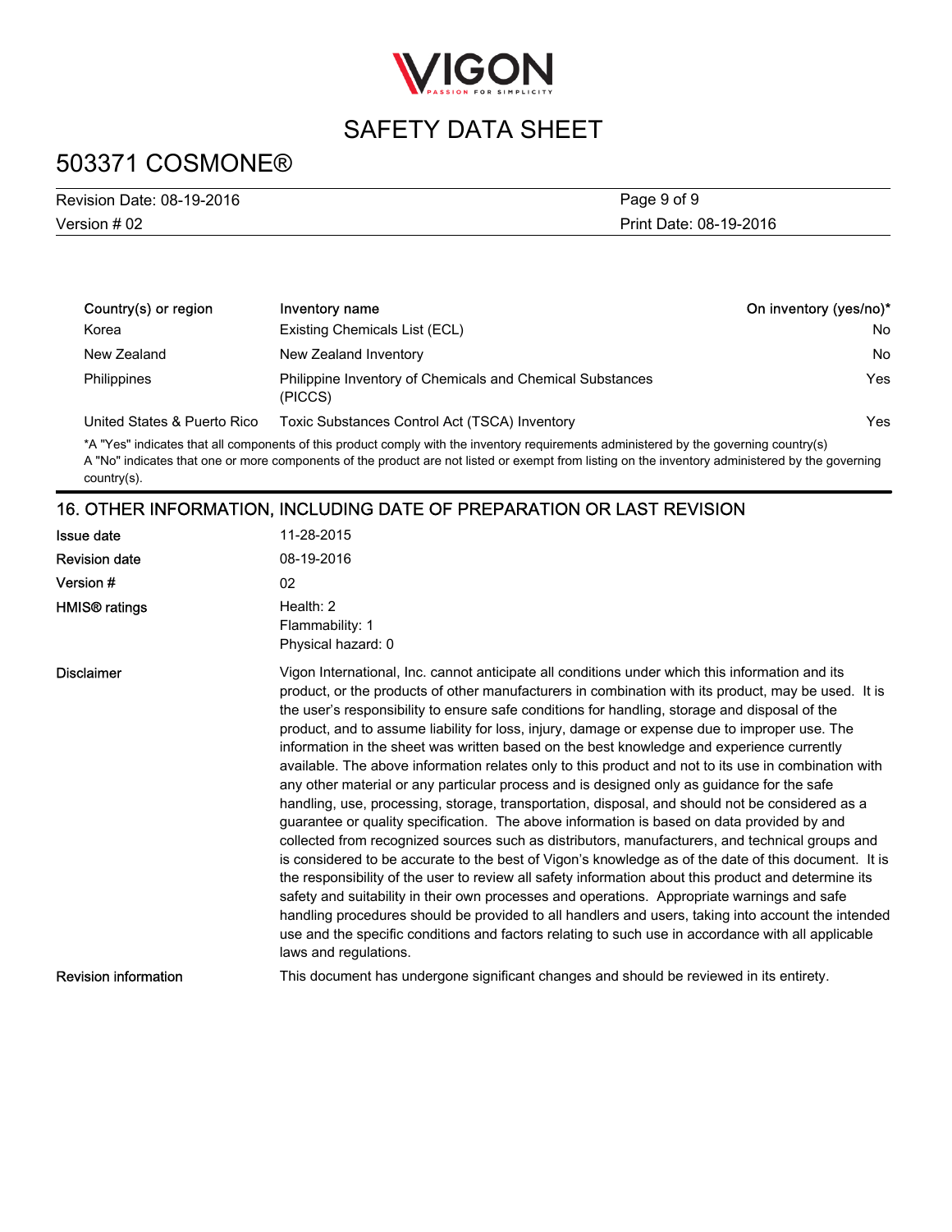| Country(s) or region | Inventory name | On inventory (yes/no)* |
| --- | --- | --- |
| Korea | Existing Chemicals List (ECL) | No |
| New Zealand | New Zealand Inventory | No |
| Philippines | Philippine Inventory of Chemicals and Chemical Substances (PICCS) | Yes |
| United States & Puerto Rico | Toxic Substances Control Act (TSCA) Inventory | Yes |

*A "Yes" indicates that all components of this product comply with the inventory requirements administered by the governing country(s)
A "No" indicates that one or more components of the product are not listed or exempt from listing on the inventory administered by the governing country(s).

## 16. OTHER INFORMATION, INCLUDING DATE OF PREPARATION OR LAST REVISION

**Issue date** 11-28-2015

**Revision date** 08-19-2016

**Version #** 02

**HMIS® ratings**
Health: 2
Flammability: 1
Physical hazard: 0

**Disclaimer**
Vigon International, Inc. cannot anticipate all conditions under which this information and its product, or the products of other manufacturers in combination with its product, may be used. It is the user's responsibility to ensure safe conditions for handling, storage and disposal of the product, and to assume liability for loss, injury, damage or expense due to improper use. The information in the sheet was written based on the best knowledge and experience currently available. The above information relates only to this product and not to its use in combination with any other material or any particular process and is designed only as guidance for the safe handling, use, processing, storage, transportation, disposal, and should not be considered as a guarantee or quality specification. The above information is based on data provided by and collected from recognized sources such as distributors, manufacturers, and technical groups and is considered to be accurate to the best of Vigon's knowledge as of the date of this document. It is the responsibility of the user to review all safety information about this product and determine its safety and suitability in their own processes and operations. Appropriate warnings and safe handling procedures should be provided to all handlers and users, taking into account the intended use and the specific conditions and factors relating to such use in accordance with all applicable laws and regulations.

**Revision information** This document has undergone significant changes and should be reviewed in its entirety.